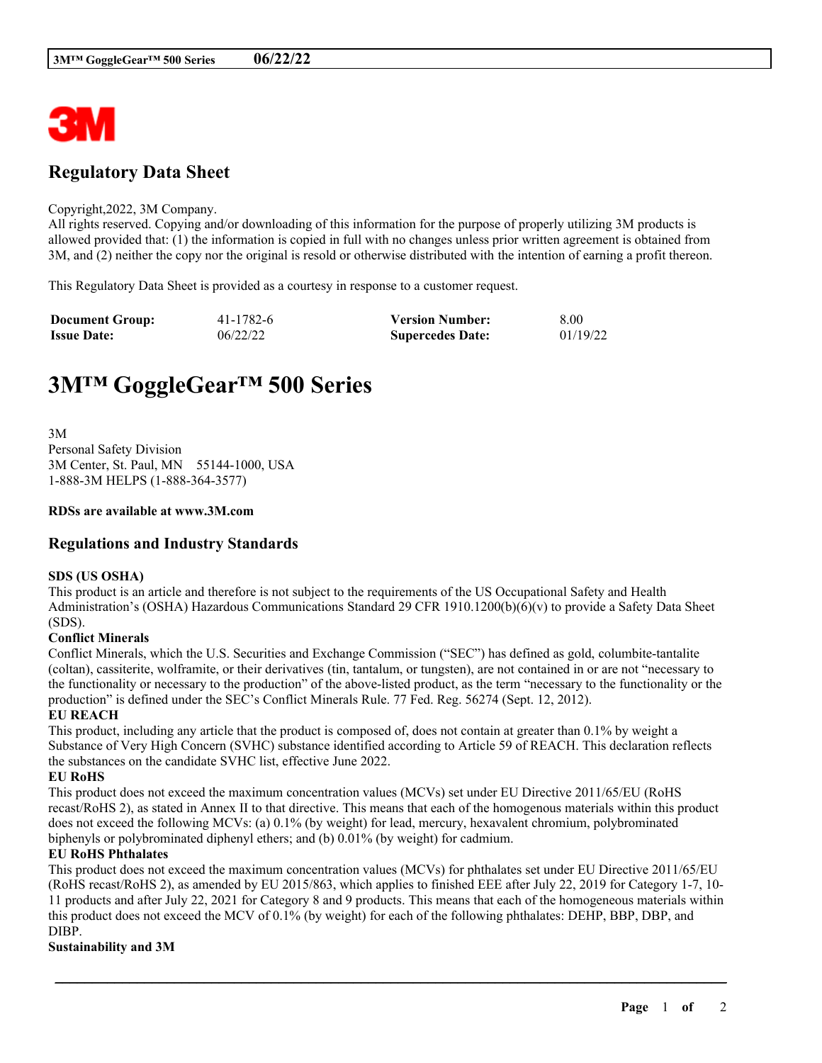# Regulatory Data Sheet

Copyright,2022, 3M Company.
All rights reserved. Copying and/or downloading of this information for the purpose of properly utilizing 3M products is allowed provided that: (1) the information is copied in full with no changes unless prior written agreement is obtained from 3M, and (2) neither the copy nor the original is resold or otherwise distributed with the intention of earning a profit thereon.

This Regulatory Data Sheet is provided as a courtesy in response to a customer request.

| | | | |
|---|---|---|---|
| **Document Group:** | 41-1782-6 | **Version Number:** | 8.00 |
| **Issue Date:** | 06/22/22 | **Supercedes Date:** | 01/19/22 |

# 3M™ GoggleGear™ 500 Series

3M
Personal Safety Division
3M Center, St. Paul, MN 55144-1000, USA
1-888-3M HELPS (1-888-364-3577)

**RDSs are available at www.3M.com**

## Regulations and Industry Standards

**SDS (US OSHA)**
This product is an article and therefore is not subject to the requirements of the US Occupational Safety and Health Administration's (OSHA) Hazardous Communications Standard 29 CFR 1910.1200(b)(6)(v) to provide a Safety Data Sheet (SDS).

**Conflict Minerals**
Conflict Minerals, which the U.S. Securities and Exchange Commission ("SEC") has defined as gold, columbite-tantalite (coltan), cassiterite, wolframite, or their derivatives (tin, tantalum, or tungsten), are not contained in or are not "necessary to the functionality or necessary to the production" of the above-listed product, as the term "necessary to the functionality or the production" is defined under the SEC's Conflict Minerals Rule. 77 Fed. Reg. 56274 (Sept. 12, 2012).

**EU REACH**
This product, including any article that the product is composed of, does not contain at greater than 0.1% by weight a Substance of Very High Concern (SVHC) substance identified according to Article 59 of REACH. This declaration reflects the substances on the candidate SVHC list, effective June 2022.

**EU RoHS**
This product does not exceed the maximum concentration values (MCVs) set under EU Directive 2011/65/EU (RoHS recast/RoHS 2), as stated in Annex II to that directive. This means that each of the homogenous materials within this product does not exceed the following MCVs: (a) 0.1% (by weight) for lead, mercury, hexavalent chromium, polybrominated biphenyls or polybrominated diphenyl ethers; and (b) 0.01% (by weight) for cadmium.

**EU RoHS Phthalates**
This product does not exceed the maximum concentration values (MCVs) for phthalates set under EU Directive 2011/65/EU (RoHS recast/RoHS 2), as amended by EU 2015/863, which applies to finished EEE after July 22, 2019 for Category 1-7, 10-11 products and after July 22, 2021 for Category 8 and 9 products. This means that each of the homogeneous materials within this product does not exceed the MCV of 0.1% (by weight) for each of the following phthalates: DEHP, BBP, DBP, and DIBP.

**Sustainability and 3M**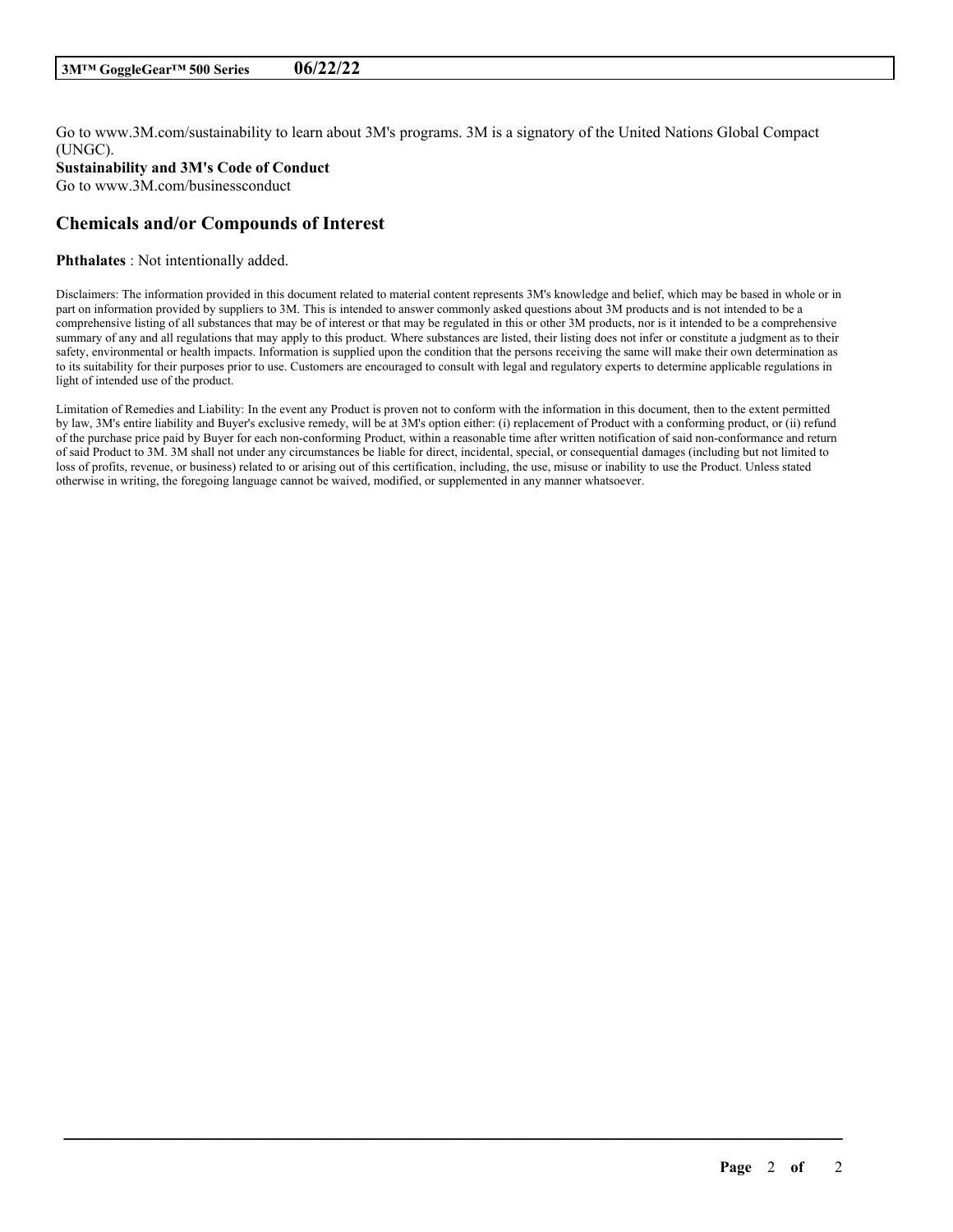Go to www.3M.com/sustainability to learn about 3M's programs. 3M is a signatory of the United Nations Global Compact (UNGC).

**Sustainability and 3M's Code of Conduct**

Go to www.3M.com/businessconduct

## Chemicals and/or Compounds of Interest

**Phthalates** : Not intentionally added.

Disclaimers: The information provided in this document related to material content represents 3M's knowledge and belief, which may be based in whole or in part on information provided by suppliers to 3M. This is intended to answer commonly asked questions about 3M products and is not intended to be a comprehensive listing of all substances that may be of interest or that may be regulated in this or other 3M products, nor is it intended to be a comprehensive summary of any and all regulations that may apply to this product. Where substances are listed, their listing does not infer or constitute a judgment as to their safety, environmental or health impacts. Information is supplied upon the condition that the persons receiving the same will make their own determination as to its suitability for their purposes prior to use. Customers are encouraged to consult with legal and regulatory experts to determine applicable regulations in light of intended use of the product.

Limitation of Remedies and Liability: In the event any Product is proven not to conform with the information in this document, then to the extent permitted by law, 3M's entire liability and Buyer's exclusive remedy, will be at 3M's option either: (i) replacement of Product with a conforming product, or (ii) refund of the purchase price paid by Buyer for each non-conforming Product, within a reasonable time after written notification of said non-conformance and return of said Product to 3M. 3M shall not under any circumstances be liable for direct, incidental, special, or consequential damages (including but not limited to loss of profits, revenue, or business) related to or arising out of this certification, including, the use, misuse or inability to use the Product. Unless stated otherwise in writing, the foregoing language cannot be waived, modified, or supplemented in any manner whatsoever.